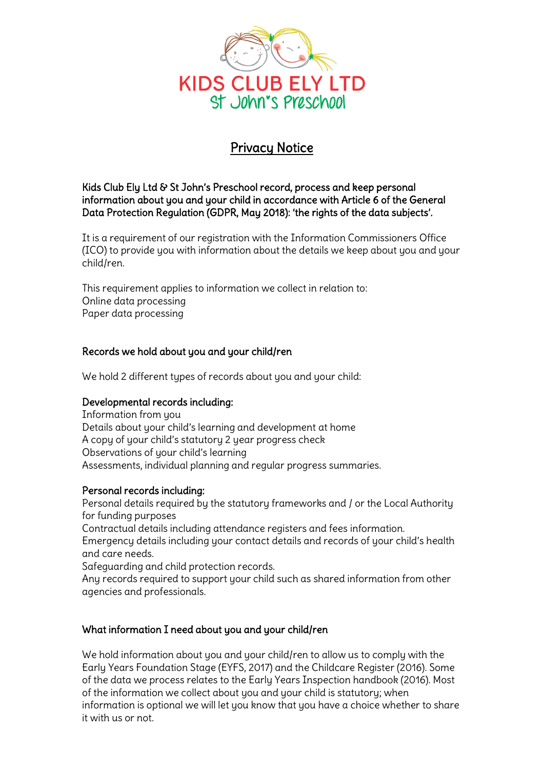KIDS CLUB ELY LTD
St John's Preschool

# Privacy Notice

**Kids Club Ely Ltd & St John's Preschool record, process and keep personal information about you and your child in accordance with Article 6 of the General Data Protection Regulation (GDPR, May 2018): 'the rights of the data subjects'.**

It is a requirement of our registration with the Information Commissioners Office (ICO) to provide you with information about the details we keep about you and your child/ren.

This requirement applies to information we collect in relation to:
Online data processing
Paper data processing

## Records we hold about you and your child/ren

We hold 2 different types of records about you and your child:

**Developmental records including:**
Information from you
Details about your child's learning and development at home
A copy of your child's statutory 2 year progress check
Observations of your child's learning
Assessments, individual planning and regular progress summaries.

**Personal records including:**
Personal details required by the statutory frameworks and / or the Local Authority for funding purposes
Contractual details including attendance registers and fees information.
Emergency details including your contact details and records of your child's health and care needs.
Safeguarding and child protection records.
Any records required to support your child such as shared information from other agencies and professionals.

## What information I need about you and your child/ren

We hold information about you and your child/ren to allow us to comply with the Early Years Foundation Stage (EYFS, 2017) and the Childcare Register (2016). Some of the data we process relates to the Early Years Inspection handbook (2016). Most of the information we collect about you and your child is statutory; when information is optional we will let you know that you have a choice whether to share it with us or not.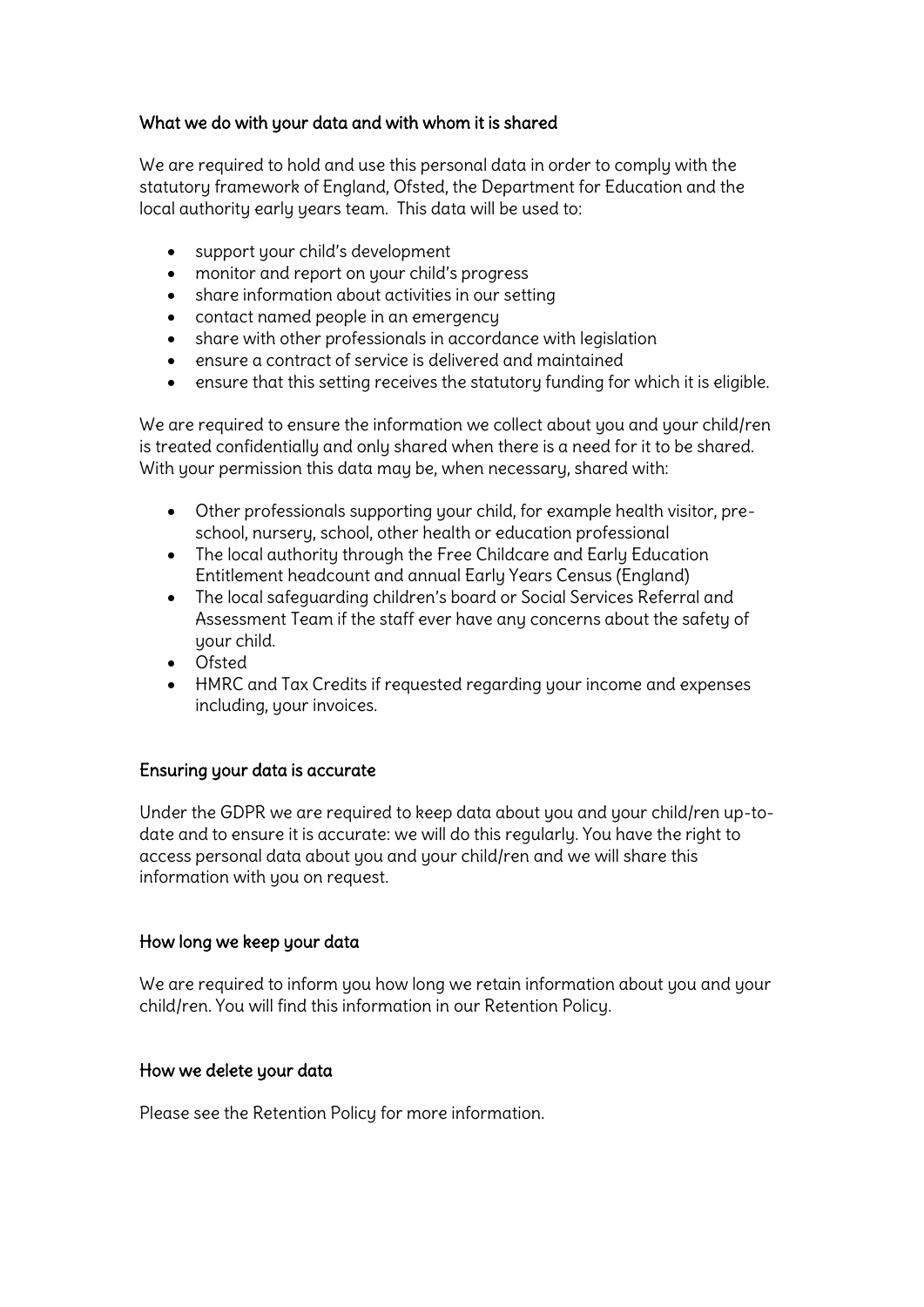## What we do with your data and with whom it is shared

We are required to hold and use this personal data in order to comply with the statutory framework of England, Ofsted, the Department for Education and the local authority early years team. This data will be used to:

- support your child's development
- monitor and report on your child's progress
- share information about activities in our setting
- contact named people in an emergency
- share with other professionals in accordance with legislation
- ensure a contract of service is delivered and maintained
- ensure that this setting receives the statutory funding for which it is eligible.

We are required to ensure the information we collect about you and your child/ren is treated confidentially and only shared when there is a need for it to be shared. With your permission this data may be, when necessary, shared with:

- Other professionals supporting your child, for example health visitor, pre-school, nursery, school, other health or education professional
- The local authority through the Free Childcare and Early Education Entitlement headcount and annual Early Years Census (England)
- The local safeguarding children's board or Social Services Referral and Assessment Team if the staff ever have any concerns about the safety of your child.
- Ofsted
- HMRC and Tax Credits if requested regarding your income and expenses including, your invoices.

## Ensuring your data is accurate

Under the GDPR we are required to keep data about you and your child/ren up-to-date and to ensure it is accurate: we will do this regularly. You have the right to access personal data about you and your child/ren and we will share this information with you on request.

## How long we keep your data

We are required to inform you how long we retain information about you and your child/ren. You will find this information in our Retention Policy.

## How we delete your data

Please see the Retention Policy for more information.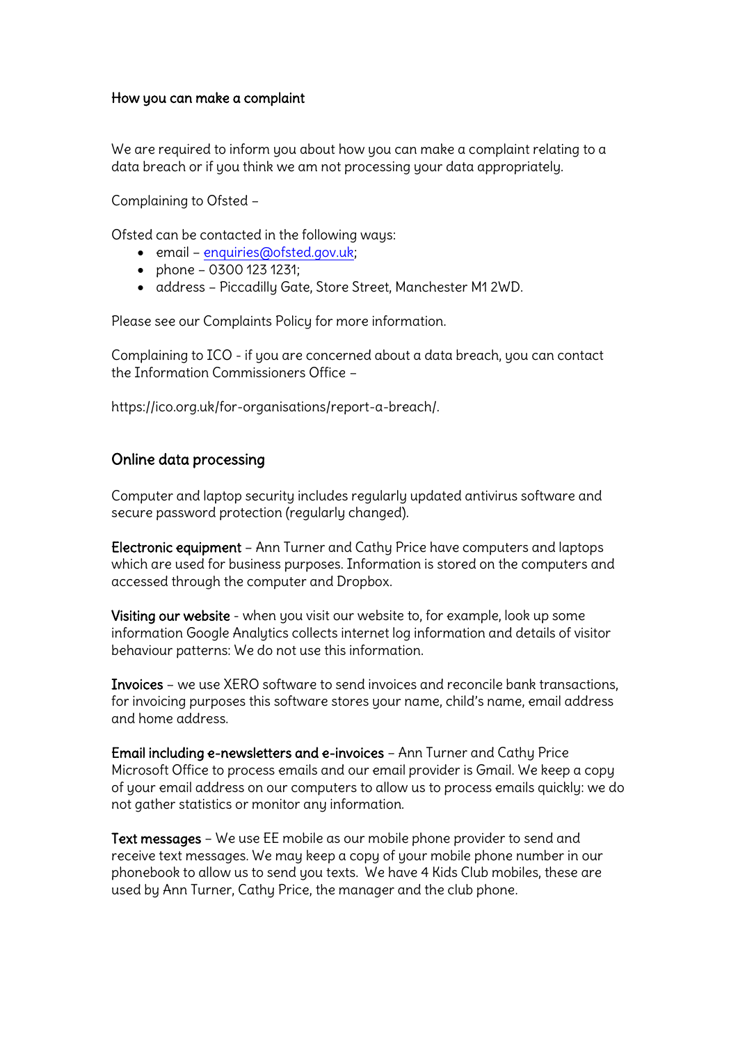### How you can make a complaint

We are required to inform you about how you can make a complaint relating to a data breach or if you think we am not processing your data appropriately.

Complaining to Ofsted –

Ofsted can be contacted in the following ways:

- email – enquiries@ofsted.gov.uk;
- phone – 0300 123 1231;
- address – Piccadilly Gate, Store Street, Manchester M1 2WD.

Please see our Complaints Policy for more information.

Complaining to ICO - if you are concerned about a data breach, you can contact the Information Commissioners Office –

https://ico.org.uk/for-organisations/report-a-breach/.

## Online data processing

Computer and laptop security includes regularly updated antivirus software and secure password protection (regularly changed).

**Electronic equipment** – Ann Turner and Cathy Price have computers and laptops which are used for business purposes. Information is stored on the computers and accessed through the computer and Dropbox.

**Visiting our website** - when you visit our website to, for example, look up some information Google Analytics collects internet log information and details of visitor behaviour patterns: We do not use this information.

**Invoices** – we use XERO software to send invoices and reconcile bank transactions, for invoicing purposes this software stores your name, child's name, email address and home address.

**Email including e-newsletters and e-invoices** – Ann Turner and Cathy Price Microsoft Office to process emails and our email provider is Gmail. We keep a copy of your email address on our computers to allow us to process emails quickly: we do not gather statistics or monitor any information.

**Text messages** – We use EE mobile as our mobile phone provider to send and receive text messages. We may keep a copy of your mobile phone number in our phonebook to allow us to send you texts. We have 4 Kids Club mobiles, these are used by Ann Turner, Cathy Price, the manager and the club phone.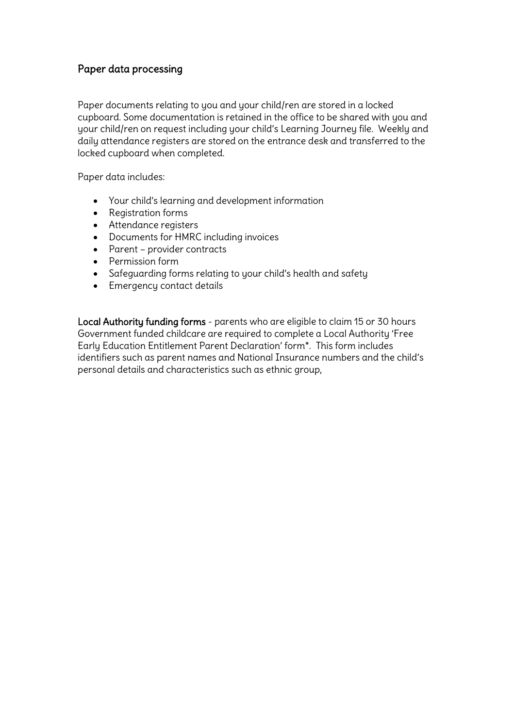## Paper data processing

Paper documents relating to you and your child/ren are stored in a locked cupboard. Some documentation is retained in the office to be shared with you and your child/ren on request including your child's Learning Journey file. Weekly and daily attendance registers are stored on the entrance desk and transferred to the locked cupboard when completed.

Paper data includes:

- Your child's learning and development information
- Registration forms
- Attendance registers
- Documents for HMRC including invoices
- Parent – provider contracts
- Permission form
- Safeguarding forms relating to your child's health and safety
- Emergency contact details

**Local Authority funding forms** - parents who are eligible to claim 15 or 30 hours Government funded childcare are required to complete a Local Authority 'Free Early Education Entitlement Parent Declaration' form*. This form includes identifiers such as parent names and National Insurance numbers and the child's personal details and characteristics such as ethnic group,